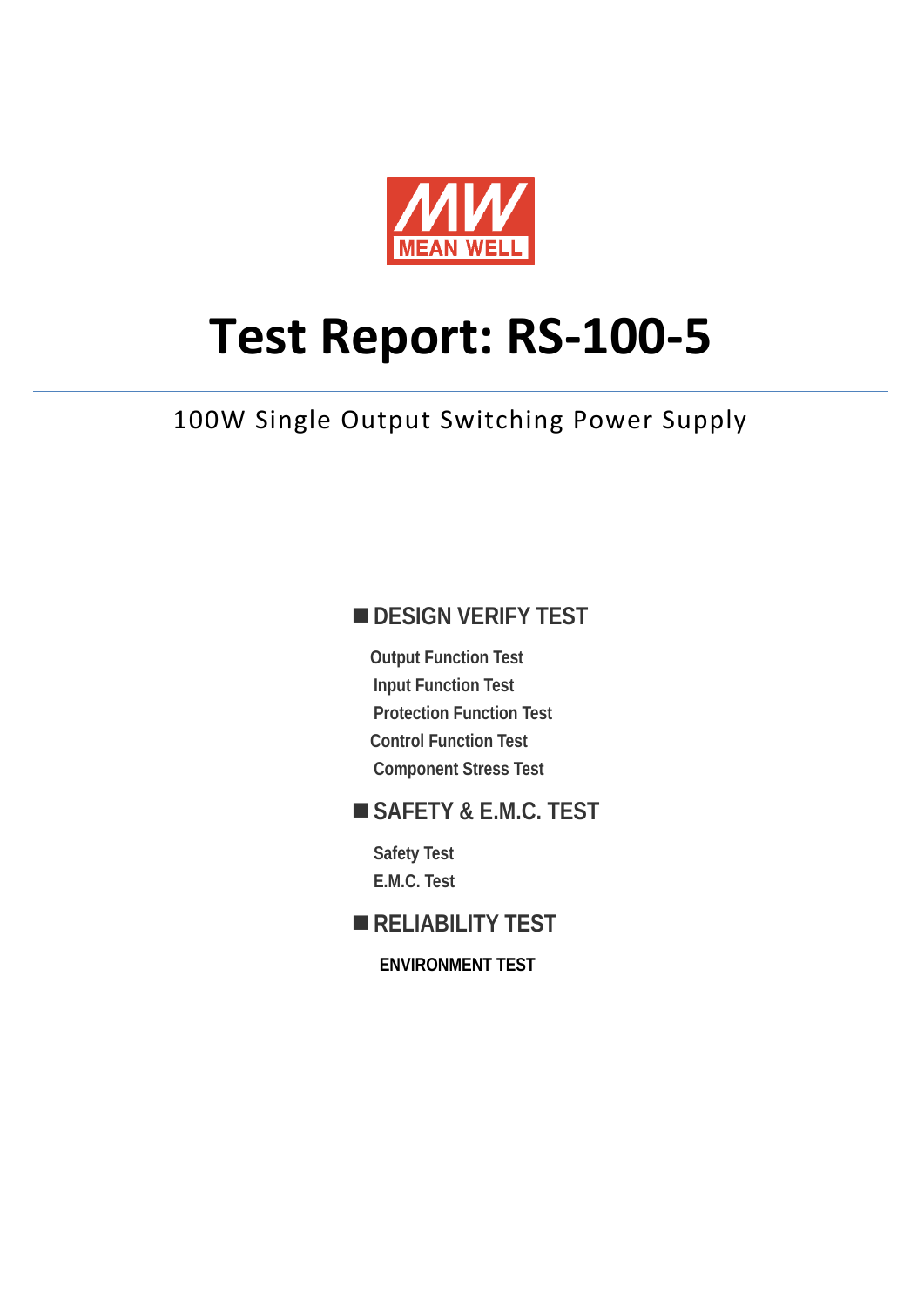MEAN WELL

# Test Report: RS-100-5

100W Single Output Switching Power Supply

## ■ DESIGN VERIFY TEST

- Output Function Test
- Input Function Test
- Protection Function Test
- Control Function Test
- Component Stress Test

## ■ SAFETY & E.M.C. TEST

- Safety Test
- E.M.C. Test

## ■ RELIABILITY TEST

**ENVIRONMENT TEST**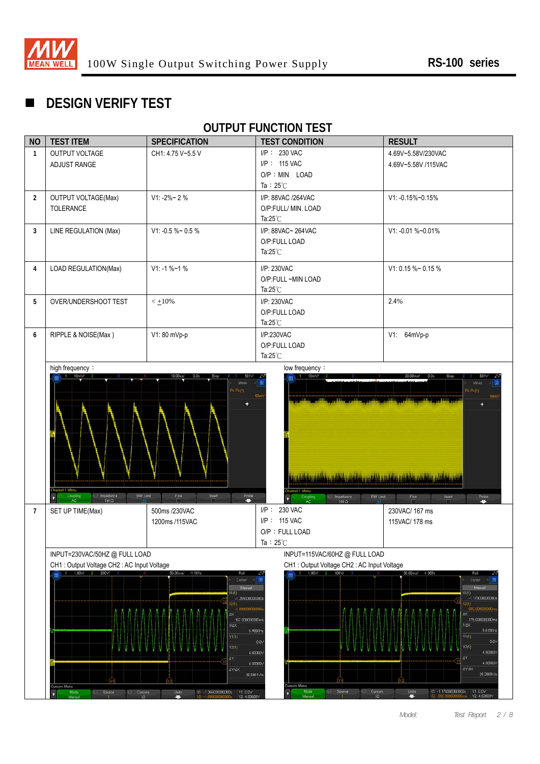## DESIGN VERIFY TEST

### OUTPUT FUNCTION TEST

| NO | TEST ITEM | SPECIFICATION | TEST CONDITION | RESULT |
|---|---|---|---|---|
| 1 | OUTPUT VOLTAGE ADJUST RANGE | CH1: 4.75 V~5.5 V | I/P : 230 VAC<br>I/P : 115 VAC<br>O/P : MIN LOAD<br>Ta : 25℃ | 4.69V~5.58V/230VAC<br>4.69V~5.58V /115VAC |
| 2 | OUTPUT VOLTAGE(Max) TOLERANCE | V1: -2%~ 2 % | I/P: 88VAC /264VAC<br>O/P:FULL/ MIN. LOAD<br>Ta:25℃ | V1: -0.15%~0.15% |
| 3 | LINE REGULATION (Max) | V1: -0.5 %~ 0.5 % | I/P: 88VAC~ 264VAC<br>O/P:FULL LOAD<br>Ta:25℃ | V1: -0.01 %~0.01% |
| 4 | LOAD REGULATION(Max) | V1: -1 %~1 % | I/P: 230VAC<br>O/P:FULL ~MIN LOAD<br>Ta:25℃ | V1: 0.15 %~ 0.15 % |
| 5 | OVER/UNDERSHOOT TEST | < ±10% | I/P: 230VAC<br>O/P:FULL LOAD<br>Ta:25℃ | 2.4% |
| 6 | RIPPLE & NOISE(Max ) | V1: 80 mVp-p | I/P:230VAC<br>O/P:FULL LOAD<br>Ta:25℃ | V1: 64mVp-p |

high frequency :

low frequency :

| NO | TEST ITEM | SPECIFICATION | TEST CONDITION | RESULT |
|---|---|---|---|---|
| 7 | SET UP TIME(Max) | 500ms /230VAC<br>1200ms /115VAC | I/P : 230 VAC<br>I/P : 115 VAC<br>O/P : FULL LOAD<br>Ta : 25℃ | 230VAC/ 167 ms<br>115VAC/ 178 ms |

INPUT=230VAC/50HZ @ FULL LOAD
CH1 : Output Voltage CH2 : AC Input Voltage

INPUT=115VAC/60HZ @ FULL LOAD
CH1 : Output Voltage CH2 : AC Input Voltage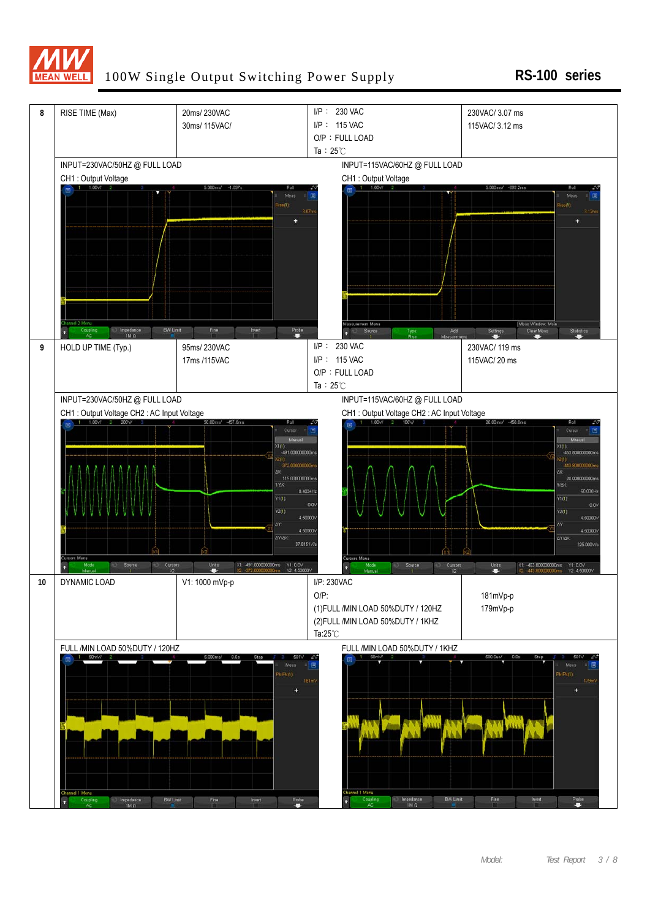| | | | | |
|---|---|---|---|---|
| 8 | RISE TIME (Max) | 20ms/ 230VAC<br>30ms/ 115VAC/ | I/P： 230 VAC<br>I/P： 115 VAC<br>O/P：FULL LOAD<br>Ta：25℃ | 230VAC/ 3.07 ms<br>115VAC/ 3.12 ms |
| | INPUT=230VAC/50HZ @ FULL LOAD<br>CH1 : Output Voltage | | INPUT=115VAC/60HZ @ FULL LOAD<br>CH1 : Output Voltage | |
| 9 | HOLD UP TIME (Typ.) | 95ms/ 230VAC<br>17ms /115VAC | I/P： 230 VAC<br>I/P： 115 VAC<br>O/P：FULL LOAD<br>Ta：25℃ | 230VAC/ 119 ms<br>115VAC/ 20 ms |
| | INPUT=230VAC/50HZ @ FULL LOAD<br>CH1 : Output Voltage CH2 : AC Input Voltage | | INPUT=115VAC/60HZ @ FULL LOAD<br>CH1 : Output Voltage CH2 : AC Input Voltage | |
| 10 | DYNAMIC LOAD | V1: 1000 mVp-p | I/P: 230VAC<br>O/P:<br>(1)FULL /MIN LOAD 50%DUTY / 120HZ<br>(2)FULL /MIN LOAD 50%DUTY / 1KHZ<br>Ta:25℃ | 181mVp-p<br>179mVp-p |
| | FULL /MIN LOAD 50%DUTY / 120HZ | | FULL /MIN LOAD 50%DUTY / 1KHZ | |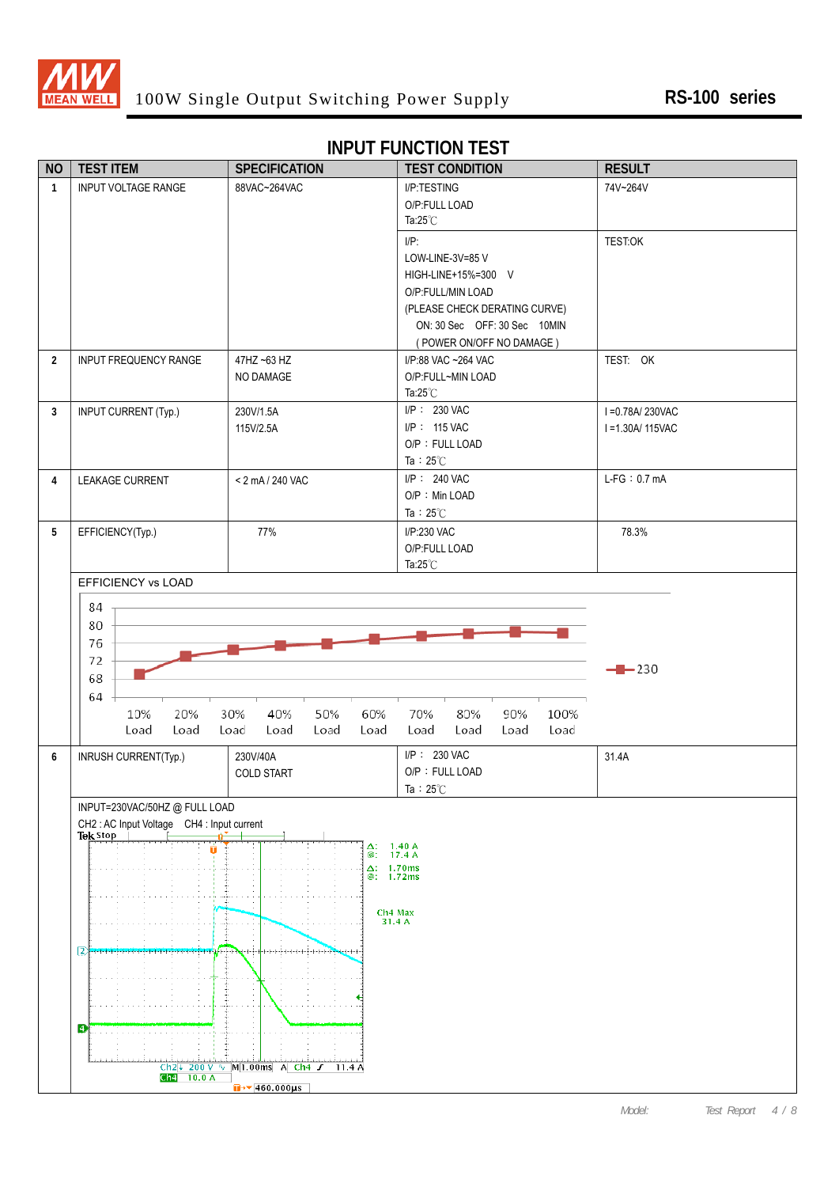## INPUT FUNCTION TEST

| NO | TEST ITEM | SPECIFICATION | TEST CONDITION | RESULT |
|---|---|---|---|---|
| 1 | INPUT VOLTAGE RANGE | 88VAC~264VAC | I/P:TESTING<br>O/P:FULL LOAD<br>Ta:25℃ | 74V~264V |
| | | | I/P:<br>LOW-LINE-3V=85 V<br>HIGH-LINE+15%=300 V<br>O/P:FULL/MIN LOAD<br>(PLEASE CHECK DERATING CURVE)<br>ON: 30 Sec OFF: 30 Sec 10MIN<br>( POWER ON/OFF NO DAMAGE ) | TEST:OK |
| 2 | INPUT FREQUENCY RANGE | 47HZ ~63 HZ<br>NO DAMAGE | I/P:88 VAC ~264 VAC<br>O/P:FULL~MIN LOAD<br>Ta:25℃ | TEST: OK |
| 3 | INPUT CURRENT (Typ.) | 230V/1.5A<br>115V/2.5A | I/P： 230 VAC<br>I/P： 115 VAC<br>O/P：FULL LOAD<br>Ta：25℃ | I =0.78A/ 230VAC<br>I =1.30A/ 115VAC |
| 4 | LEAKAGE CURRENT | < 2 mA / 240 VAC | I/P： 240 VAC<br>O/P：Min LOAD<br>Ta：25℃ | L-FG：0.7 mA |
| 5 | EFFICIENCY(Typ.) | 77% | I/P:230 VAC<br>O/P:FULL LOAD<br>Ta:25℃ | 78.3% |
| | EFFICIENCY vs LOAD | | | |
| 6 | INRUSH CURRENT(Typ.) | 230V/40A<br>COLD START | I/P： 230 VAC<br>O/P：FULL LOAD<br>Ta：25℃ | 31.4A |

EFFICIENCY vs LOAD

(Chart: efficiency (64–84) vs load 10%–100% Load, series 230)

INPUT=230VAC/50HZ @ FULL LOAD

CH2 : AC Input Voltage CH4 : Input current

(Oscilloscope capture: Tek Stop; Δ: 1.40 A, @: 17.4 A; Δ: 1.70ms, @: 1.72ms; Ch4 Max 31.4 A; Ch2 200 V, Ch4 10.0 A, M 1.00ms, A Ch4 11.4 A, 460.000μs)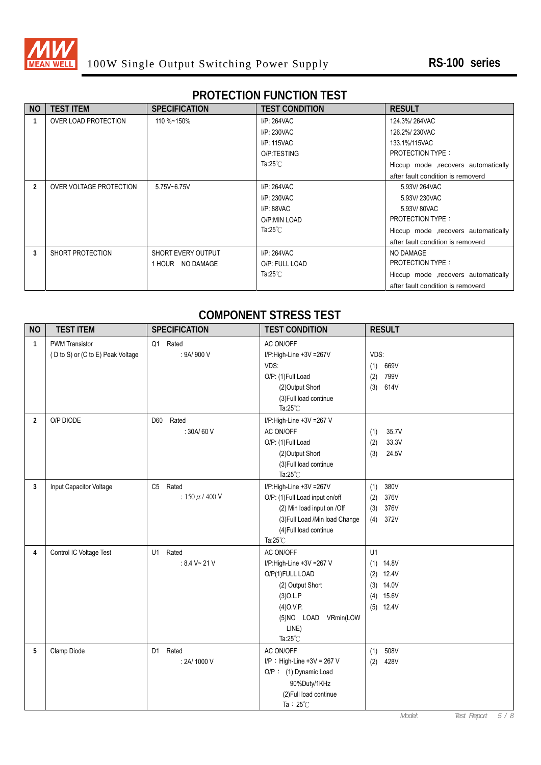# PROTECTION FUNCTION TEST

| NO | TEST ITEM | SPECIFICATION | TEST CONDITION | RESULT |
|---|---|---|---|---|
| 1 | OVER LOAD PROTECTION | 110 %~150% | I/P: 264VAC<br>I/P: 230VAC<br>I/P: 115VAC<br>O/P:TESTING<br>Ta:25℃ | 124.3%/ 264VAC<br>126.2%/ 230VAC<br>133.1%/115VAC<br>PROTECTION TYPE：<br>Hiccup mode ,recovers automatically after fault condition is removerd |
| 2 | OVER VOLTAGE PROTECTION | 5.75V~6.75V | I/P: 264VAC<br>I/P: 230VAC<br>I/P: 88VAC<br>O/P:MIN LOAD<br>Ta:25℃ | 5.93V/ 264VAC<br>5.93V/ 230VAC<br>5.93V/ 80VAC<br>PROTECTION TYPE：<br>Hiccup mode ,recovers automatically after fault condition is removerd |
| 3 | SHORT PROTECTION | SHORT EVERY OUTPUT<br>1 HOUR NO DAMAGE | I/P: 264VAC<br>O/P: FULL LOAD<br>Ta:25℃ | NO DAMAGE<br>PROTECTION TYPE：<br>Hiccup mode ,recovers automatically after fault condition is removerd |

# COMPONENT STRESS TEST

| NO | TEST ITEM | SPECIFICATION | TEST CONDITION | RESULT |
|---|---|---|---|---|
| 1 | PWM Transistor<br>( D to S) or (C to E) Peak Voltage | Q1 Rated<br>: 9A/ 900 V | AC ON/OFF<br>I/P:High-Line +3V =267V<br>VDS:<br>O/P: (1)Full Load<br>(2)Output Short<br>(3)Full load continue<br>Ta:25℃ | VDS:<br>(1) 669V<br>(2) 799V<br>(3) 614V |
| 2 | O/P DIODE | D60 Rated<br>: 30A/ 60 V | I/P:High-Line +3V =267 V<br>AC ON/OFF<br>O/P: (1)Full Load<br>(2)Output Short<br>(3)Full load continue<br>Ta:25℃ | (1) 35.7V<br>(2) 33.3V<br>(3) 24.5V |
| 3 | Input Capacitor Voltage | C5 Rated<br>: 150 $\mu$ / 400 V | I/P:High-Line +3V =267V<br>O/P: (1)Full Load input on/off<br>(2) Min load input on /Off<br>(3)Full Load /Min load Change<br>(4)Full load continue<br>Ta:25℃ | (1) 380V<br>(2) 376V<br>(3) 376V<br>(4) 372V |
| 4 | Control IC Voltage Test | U1 Rated<br>: 8.4 V~ 21 V | AC ON/OFF<br>I/P:High-Line +3V =267 V<br>O/P(1)FULL LOAD<br>(2) Output Short<br>(3)O.L.P<br>(4)O.V.P.<br>(5)NO LOAD VRmin(LOW LINE)<br>Ta:25℃ | U1<br>(1) 14.8V<br>(2) 12.4V<br>(3) 14.0V<br>(4) 15.6V<br>(5) 12.4V |
| 5 | Clamp Diode | D1 Rated<br>: 2A/ 1000 V | AC ON/OFF<br>I/P：High-Line +3V = 267 V<br>O/P： (1) Dynamic Load<br>90%Duty/1KHz<br>(2)Full load continue<br>Ta：25℃ | (1) 508V<br>(2) 428V |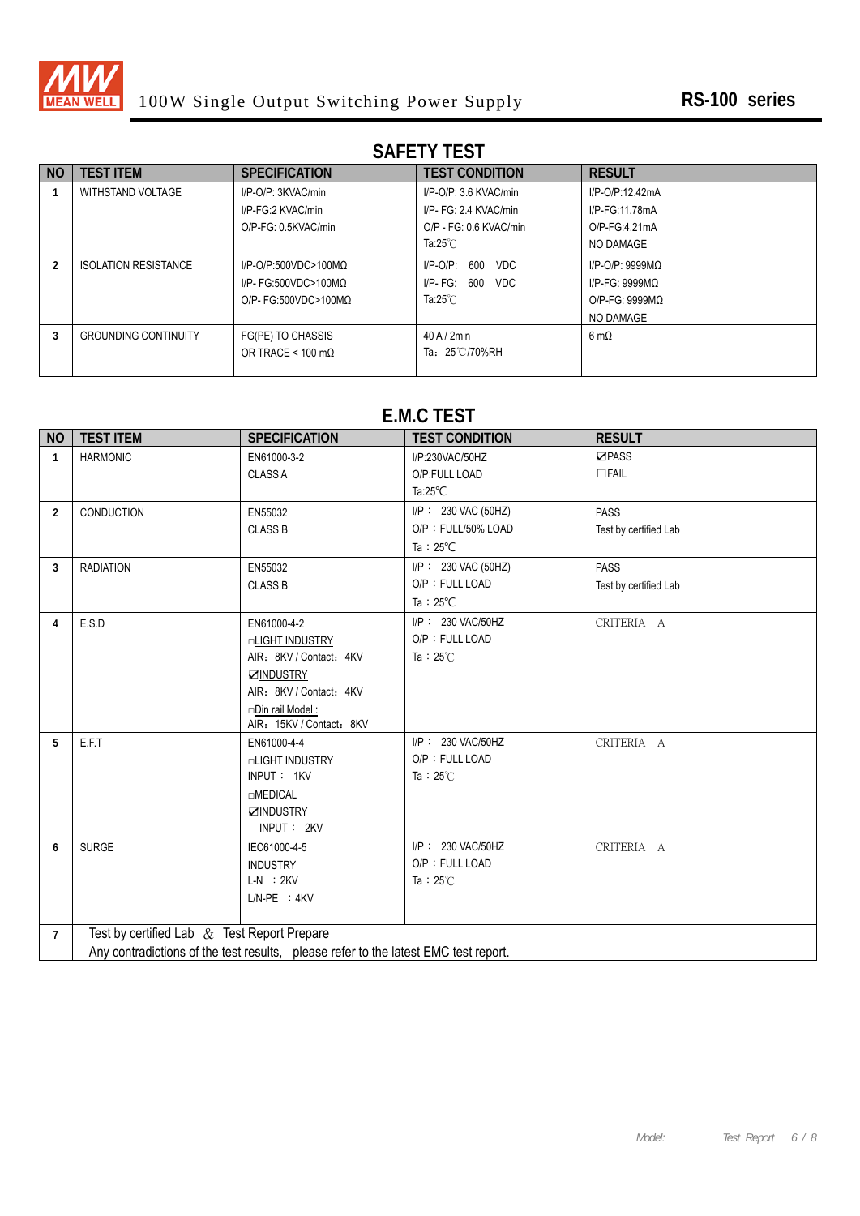## SAFETY TEST

| NO | TEST ITEM | SPECIFICATION | TEST CONDITION | RESULT |
|---|---|---|---|---|
| 1 | WITHSTAND VOLTAGE | I/P-O/P: 3KVAC/min<br>I/P-FG:2 KVAC/min<br>O/P-FG: 0.5KVAC/min | I/P-O/P: 3.6 KVAC/min<br>I/P- FG: 2.4 KVAC/min<br>O/P - FG: 0.6 KVAC/min<br>Ta:25℃ | I/P-O/P:12.42mA<br>I/P-FG:11.78mA<br>O/P-FG:4.21mA<br>NO DAMAGE |
| 2 | ISOLATION RESISTANCE | I/P-O/P:500VDC>100MΩ<br>I/P- FG:500VDC>100MΩ<br>O/P- FG:500VDC>100MΩ | I/P-O/P: 600 VDC<br>I/P- FG: 600 VDC<br>Ta:25℃ | I/P-O/P: 9999MΩ<br>I/P-FG: 9999MΩ<br>O/P-FG: 9999MΩ<br>NO DAMAGE |
| 3 | GROUNDING CONTINUITY | FG(PE) TO CHASSIS<br>OR TRACE < 100 mΩ | 40 A / 2min<br>Ta: 25℃/70%RH | 6 mΩ |

## E.M.C TEST

| NO | TEST ITEM | SPECIFICATION | TEST CONDITION | RESULT |
|---|---|---|---|---|
| 1 | HARMONIC | EN61000-3-2<br>CLASS A | I/P:230VAC/50HZ<br>O/P:FULL LOAD<br>Ta:25℃ | ☑PASS<br>☐FAIL |
| 2 | CONDUCTION | EN55032<br>CLASS B | I/P : 230 VAC (50HZ)<br>O/P : FULL/50% LOAD<br>Ta : 25℃ | PASS<br>Test by certified Lab |
| 3 | RADIATION | EN55032<br>CLASS B | I/P : 230 VAC (50HZ)<br>O/P : FULL LOAD<br>Ta : 25℃ | PASS<br>Test by certified Lab |
| 4 | E.S.D | EN61000-4-2<br>☐LIGHT INDUSTRY<br>AIR: 8KV / Contact: 4KV<br>☑INDUSTRY<br>AIR: 8KV / Contact: 4KV<br>☐Din rail Model :<br>AIR: 15KV / Contact: 8KV | I/P : 230 VAC/50HZ<br>O/P : FULL LOAD<br>Ta : 25℃ | CRITERIA A |
| 5 | E.F.T | EN61000-4-4<br>☐LIGHT INDUSTRY<br>INPUT : 1KV<br>☐MEDICAL<br>☑INDUSTRY<br>INPUT : 2KV | I/P : 230 VAC/50HZ<br>O/P : FULL LOAD<br>Ta : 25℃ | CRITERIA A |
| 6 | SURGE | IEC61000-4-5<br>INDUSTRY<br>L-N : 2KV<br>L/N-PE : 4KV | I/P : 230 VAC/50HZ<br>O/P : FULL LOAD<br>Ta : 25℃ | CRITERIA A |
| 7 | Test by certified Lab & Test Report Prepare<br>Any contradictions of the test results, please refer to the latest EMC test report. | | | |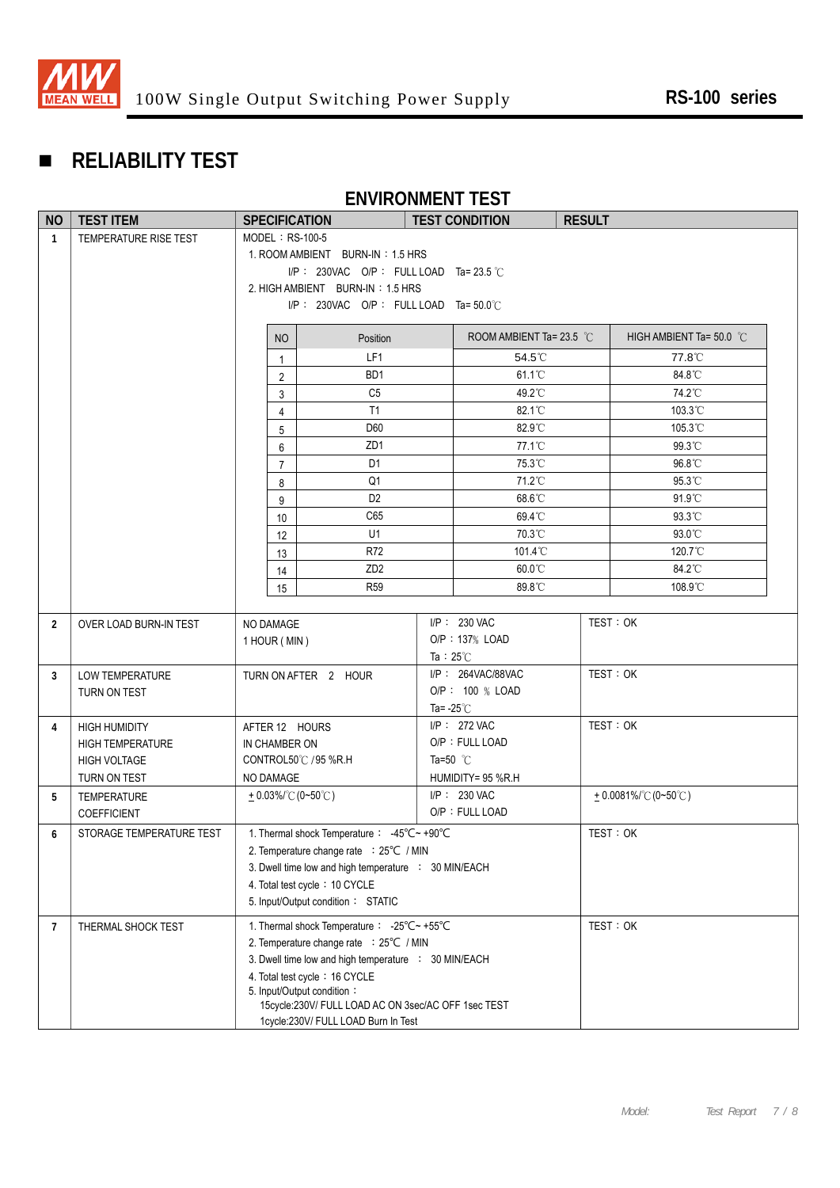## RELIABILITY TEST

### ENVIRONMENT TEST

| NO | TEST ITEM | SPECIFICATION | TEST CONDITION | RESULT |
|---|---|---|---|---|
| 1 | TEMPERATURE RISE TEST | MODEL：RS-100-5<br>1. ROOM AMBIENT BURN-IN：1.5 HRS<br>I/P： 230VAC O/P： FULL LOAD Ta= 23.5 ℃<br>2. HIGH AMBIENT BURN-IN：1.5 HRS<br>I/P： 230VAC O/P： FULL LOAD Ta= 50.0℃ | | |

| NO | Position | ROOM AMBIENT Ta= 23.5 ℃ | HIGH AMBIENT Ta= 50.0 ℃ |
|---|---|---|---|
| 1 | LF1 | 54.5℃ | 77.8℃ |
| 2 | BD1 | 61.1℃ | 84.8℃ |
| 3 | C5 | 49.2℃ | 74.2℃ |
| 4 | T1 | 82.1℃ | 103.3℃ |
| 5 | D60 | 82.9℃ | 105.3℃ |
| 6 | ZD1 | 77.1℃ | 99.3℃ |
| 7 | D1 | 75.3℃ | 96.8℃ |
| 8 | Q1 | 71.2℃ | 95.3℃ |
| 9 | D2 | 68.6℃ | 91.9℃ |
| 10 | C65 | 69.4℃ | 93.3℃ |
| 12 | U1 | 70.3℃ | 93.0℃ |
| 13 | R72 | 101.4℃ | 120.7℃ |
| 14 | ZD2 | 60.0℃ | 84.2℃ |
| 15 | R59 | 89.8℃ | 108.9℃ |

| NO | TEST ITEM | SPECIFICATION | TEST CONDITION | RESULT |
|---|---|---|---|---|
| 2 | OVER LOAD BURN-IN TEST | NO DAMAGE<br>1 HOUR ( MIN ) | I/P： 230 VAC<br>O/P：137% LOAD<br>Ta：25℃ | TEST：OK |
| 3 | LOW TEMPERATURE TURN ON TEST | TURN ON AFTER 2 HOUR | I/P： 264VAC/88VAC<br>O/P： 100 ％ LOAD<br>Ta= -25℃ | TEST：OK |
| 4 | HIGH HUMIDITY HIGH TEMPERATURE HIGH VOLTAGE TURN ON TEST | AFTER 12 HOURS<br>IN CHAMBER ON<br>CONTROL50℃ / 95 %R.H<br>NO DAMAGE | I/P： 272 VAC<br>O/P：FULL LOAD<br>Ta=50 ℃<br>HUMIDITY= 95 %R.H | TEST：OK |
| 5 | TEMPERATURE COEFFICIENT | ± 0.03%/℃ (0~50℃) | I/P： 230 VAC<br>O/P：FULL LOAD | ± 0.0081%/℃ (0~50℃) |
| 6 | STORAGE TEMPERATURE TEST | 1. Thermal shock Temperature： -45℃~ +90℃<br>2. Temperature change rate ：25℃ / MIN<br>3. Dwell time low and high temperature ： 30 MIN/EACH<br>4. Total test cycle：10 CYCLE<br>5. Input/Output condition： STATIC | | TEST：OK |
| 7 | THERMAL SHOCK TEST | 1. Thermal shock Temperature： -25℃~ +55℃<br>2. Temperature change rate ：25℃ / MIN<br>3. Dwell time low and high temperature ： 30 MIN/EACH<br>4. Total test cycle：16 CYCLE<br>5. Input/Output condition：<br>15cycle:230V/ FULL LOAD AC ON 3sec/AC OFF 1sec TEST<br>1cycle:230V/ FULL LOAD Burn In Test | | TEST：OK |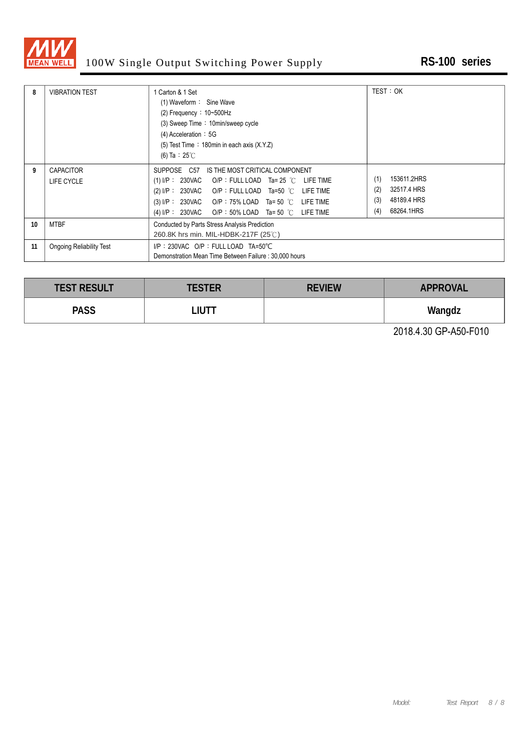| | | | |
|---|---|---|---|
| 8 | VIBRATION TEST | 1 Carton & 1 Set<br>(1) Waveform： Sine Wave<br>(2) Frequency：10~500Hz<br>(3) Sweep Time：10min/sweep cycle<br>(4) Acceleration：5G<br>(5) Test Time：180min in each axis (X.Y.Z)<br>(6) Ta：25℃ | TEST：OK |
| 9 | CAPACITOR LIFE CYCLE | SUPPOSE C57 IS THE MOST CRITICAL COMPONENT<br>(1) I/P： 230VAC O/P：FULL LOAD Ta= 25 ℃ LIFE TIME<br>(2) I/P： 230VAC O/P：FULL LOAD Ta=50 ℃ LIFE TIME<br>(3) I/P： 230VAC O/P：75% LOAD Ta= 50 ℃ LIFE TIME<br>(4) I/P： 230VAC O/P：50% LOAD Ta= 50 ℃ LIFE TIME | (1) 153611.2HRS<br>(2) 32517.4 HRS<br>(3) 48189.4 HRS<br>(4) 68264.1HRS |
| 10 | MTBF | Conducted by Parts Stress Analysis Prediction<br>260.8K hrs min. MIL-HDBK-217F (25℃) | |
| 11 | Ongoing Reliability Test | I/P：230VAC O/P：FULL LOAD TA=50℃<br>Demonstration Mean Time Between Failure : 30,000 hours | |

| TEST RESULT | TESTER | REVIEW | APPROVAL |
|---|---|---|---|
| PASS | LIUTT | | Wangdz |

2018.4.30 GP-A50-F010